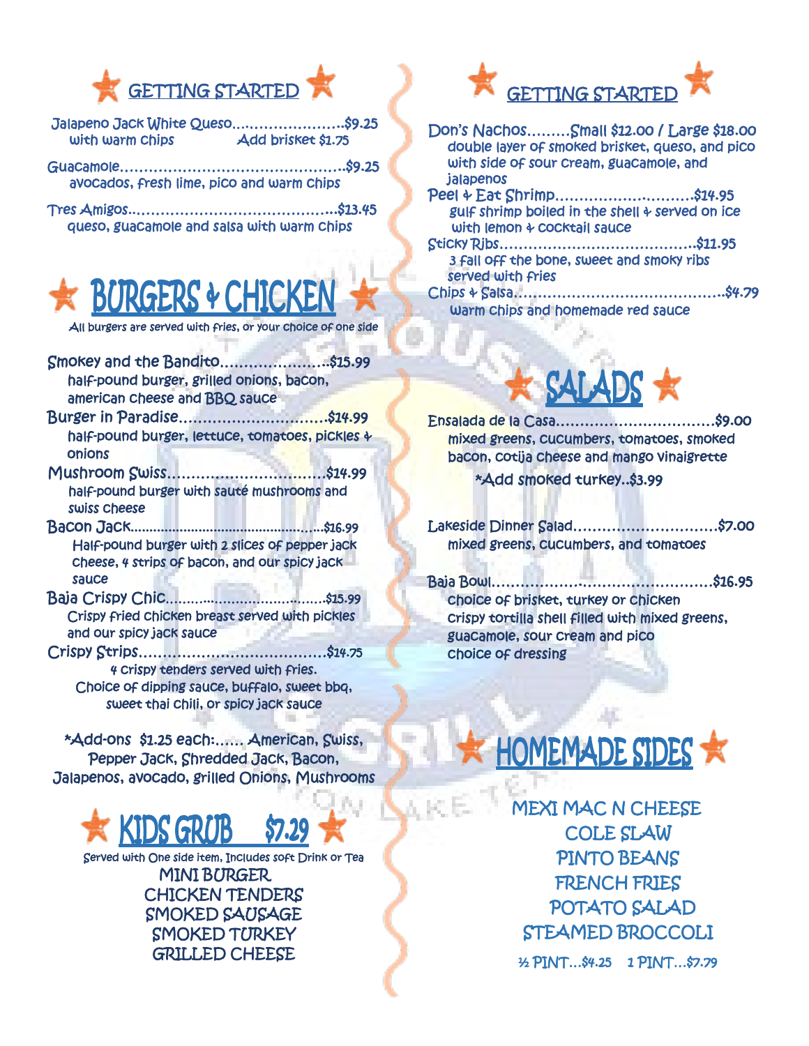## GETTING STARTED

**Jalapeno Jack White Queso**........................$9.25
with warm chips — Add brisket $1.75

**Guacamole**.............................................$9.25
avocados, fresh lime, pico and warm chips

**Tres Amigos**...........................................$13.45
queso, guacamole and salsa with warm chips

## BURGERS & CHICKEN

All burgers are served with fries, or your choice of one side

**Smokey and the Bandito**......................$15.99
half-pound burger, grilled onions, bacon, american cheese and BBQ sauce

**Burger in Paradise**..............................$14.99
half-pound burger, lettuce, tomatoes, pickles & onions

**Mushroom Swiss**...............................$14.99
half-pound burger with sauté mushrooms and swiss cheese

**Bacon Jack**...............................................$16.99
Half-pound burger with 2 slices of pepper jack cheese, 4 strips of bacon, and our spicy jack sauce

**Baja Crispy Chic**.....................................$15.99
Crispy fried chicken breast served with pickles and our spicy jack sauce

**Crispy Strips**.....................................$14.75
4 crispy tenders served with fries.
Choice of dipping sauce, buffalo, sweet bbq, sweet thai chili, or spicy jack sauce

*Add-ons $1.25 each:...... American, Swiss, Pepper Jack, Shredded Jack, Bacon, Jalapenos, avocado, grilled Onions, Mushrooms

## KIDS GRUB $7.29

Served with One side item, Includes soft Drink or Tea

MINI BURGER
CHICKEN TENDERS
SMOKED SAUSAGE
SMOKED TURKEY
GRILLED CHEESE

## GETTING STARTED

**Don's Nachos**.........Small $12.00 / Large $18.00
double layer of smoked brisket, queso, and pico with side of sour cream, guacamole, and jalapenos

**Peel & Eat Shrimp**............................$14.95
gulf shrimp boiled in the shell & served on ice with lemon & cocktail sauce

**Sticky Ribs**.......................................$11.95
3 fall off the bone, sweet and smoky ribs served with fries

**Chips & Salsa**..........................................$4.79
warm chips and homemade red sauce

## SALADS

**Ensalada de la Casa**................................$9.00
mixed greens, cucumbers, tomatoes, smoked bacon, cotija cheese and mango vinaigrette
*Add smoked turkey..$3.99

**Lakeside Dinner Salad**............................$7.00
mixed greens, cucumbers, and tomatoes

**Baja Bowl**...............................................$16.95
choice of brisket, turkey or chicken
crispy tortilla shell filled with mixed greens, guacamole, sour cream and pico
choice of dressing

## HOMEMADE SIDES

MEXI MAC N CHEESE
COLE SLAW
PINTO BEANS
FRENCH FRIES
POTATO SALAD
STEAMED BROCCOLI

½ PINT...$4.25 1 PINT...$7.79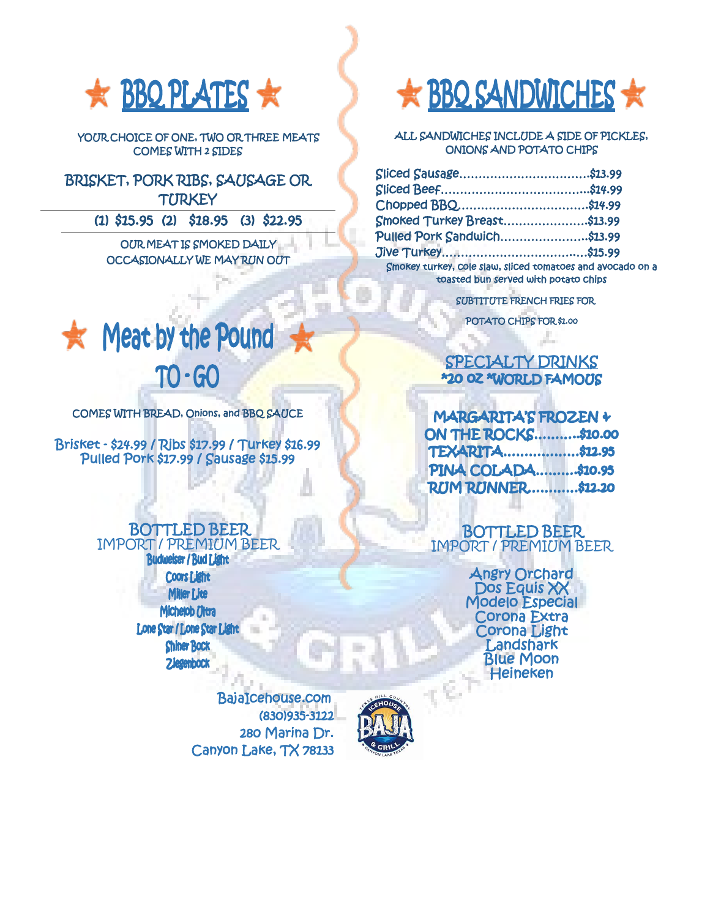# ★ BBQ PLATES ★

YOUR CHOICE OF ONE, TWO OR THREE MEATS
COMES WITH 2 SIDES

## BRISKET, PORK RIBS, SAUSAGE OR TURKEY

**(1) $15.95 (2) $18.95 (3) $22.95**

OUR MEAT IS SMOKED DAILY
OCCASIONALLY WE MAY RUN OUT

# ★ Meat by the Pound ★ TO - GO

COMES WITH BREAD, Onions, and BBQ SAUCE

Brisket - $24.99 / Ribs $17.99 / Turkey $16.99
Pulled Pork $17.99 / Sausage $15.99

## BOTTLED BEER

IMPORT / PREMIUM BEER

- Budweiser / Bud Light
- Coors Light
- Miller Lite
- Michelob Ultra
- Lone Star / Lone Star Light
- Shiner Bock
- Ziegenbock

# ★ BBQ SANDWICHES ★

ALL SANDWICHES INCLUDE A SIDE OF PICKLES, ONIONS AND POTATO CHIPS

Sliced Sausage................................$13.99
Sliced Beef.......................................$14.99
Chopped BBQ.................................$14.99
Smoked Turkey Breast.....................$13.99
Pulled Pork Sandwich......................$13.99
Jive Turkey......................................$15.99
Smokey turkey, cole slaw, sliced tomatoes and avocado on a toasted bun served with potato chips

SUBTITUTE FRENCH FRIES FOR POTATO CHIPS FOR $1.00

## SPECIALTY DRINKS

***20 OZ *WORLD FAMOUS**

**MARGARITA'S FROZEN + ON THE ROCKS..........$10.00**
**TEXARITA..................$12.95**
**PINA COLADA.........$10.95**
**RUM RUNNER...........$12.20**

## BOTTLED BEER

IMPORT / PREMIUM BEER

- Angry Orchard
- Dos Equis XX
- Modelo Especial
- Corona Extra
- Corona Light
- Landshark
- Blue Moon
- Heineken

BajaIcehouse.com
(830)935-3122
280 Marina Dr.
Canyon Lake, TX 78133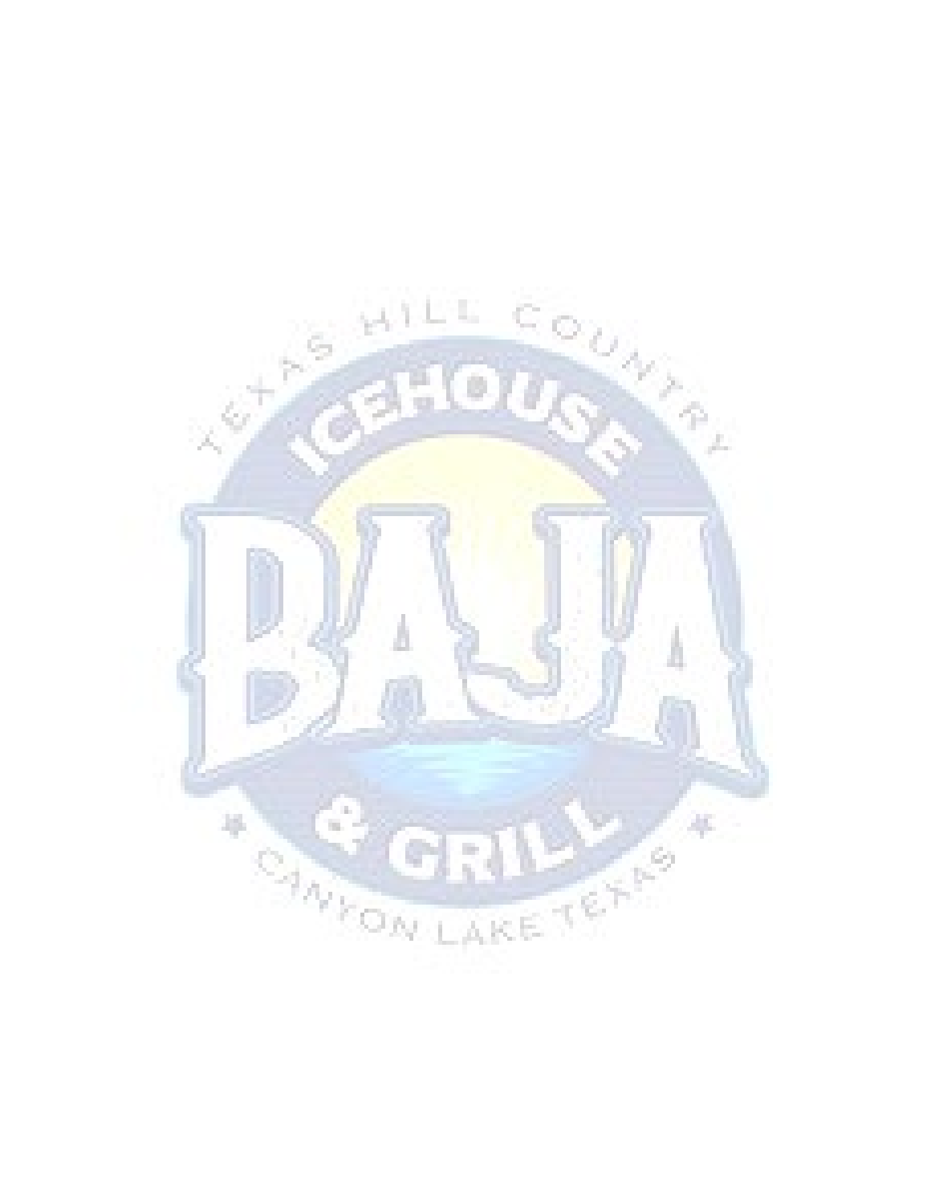TEXAS HILL COUNTRY

ICEHOUSE

BAJA

& GRILL

CANYON LAKE TEXAS